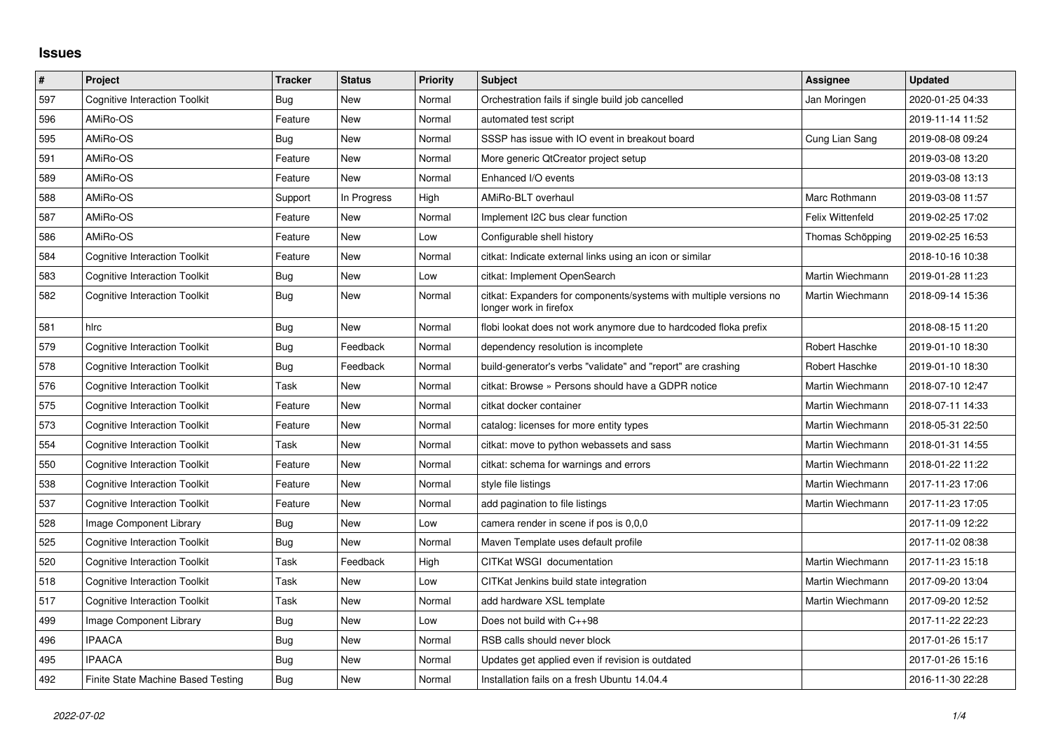## Issues

| # | Project | Tracker | Status | Priority | Subject | Assignee | Updated |
|---|---|---|---|---|---|---|---|
| 597 | Cognitive Interaction Toolkit | Bug | New | Normal | Orchestration fails if single build job cancelled | Jan Moringen | 2020-01-25 04:33 |
| 596 | AMiRo-OS | Feature | New | Normal | automated test script | | 2019-11-14 11:52 |
| 595 | AMiRo-OS | Bug | New | Normal | SSSP has issue with IO event in breakout board | Cung Lian Sang | 2019-08-08 09:24 |
| 591 | AMiRo-OS | Feature | New | Normal | More generic QtCreator project setup | | 2019-03-08 13:20 |
| 589 | AMiRo-OS | Feature | New | Normal | Enhanced I/O events | | 2019-03-08 13:13 |
| 588 | AMiRo-OS | Support | In Progress | High | AMiRo-BLT overhaul | Marc Rothmann | 2019-03-08 11:57 |
| 587 | AMiRo-OS | Feature | New | Normal | Implement I2C bus clear function | Felix Wittenfeld | 2019-02-25 17:02 |
| 586 | AMiRo-OS | Feature | New | Low | Configurable shell history | Thomas Schöpping | 2019-02-25 16:53 |
| 584 | Cognitive Interaction Toolkit | Feature | New | Normal | citkat: Indicate external links using an icon or similar | | 2018-10-16 10:38 |
| 583 | Cognitive Interaction Toolkit | Bug | New | Low | citkat: Implement OpenSearch | Martin Wiechmann | 2019-01-28 11:23 |
| 582 | Cognitive Interaction Toolkit | Bug | New | Normal | citkat: Expanders for components/systems with multiple versions no longer work in firefox | Martin Wiechmann | 2018-09-14 15:36 |
| 581 | hlrc | Bug | New | Normal | flobi lookat does not work anymore due to hardcoded floka prefix | | 2018-08-15 11:20 |
| 579 | Cognitive Interaction Toolkit | Bug | Feedback | Normal | dependency resolution is incomplete | Robert Haschke | 2019-01-10 18:30 |
| 578 | Cognitive Interaction Toolkit | Bug | Feedback | Normal | build-generator's verbs "validate" and "report" are crashing | Robert Haschke | 2019-01-10 18:30 |
| 576 | Cognitive Interaction Toolkit | Task | New | Normal | citkat: Browse » Persons should have a GDPR notice | Martin Wiechmann | 2018-07-10 12:47 |
| 575 | Cognitive Interaction Toolkit | Feature | New | Normal | citkat docker container | Martin Wiechmann | 2018-07-11 14:33 |
| 573 | Cognitive Interaction Toolkit | Feature | New | Normal | catalog: licenses for more entity types | Martin Wiechmann | 2018-05-31 22:50 |
| 554 | Cognitive Interaction Toolkit | Task | New | Normal | citkat: move to python webassets and sass | Martin Wiechmann | 2018-01-31 14:55 |
| 550 | Cognitive Interaction Toolkit | Feature | New | Normal | citkat: schema for warnings and errors | Martin Wiechmann | 2018-01-22 11:22 |
| 538 | Cognitive Interaction Toolkit | Feature | New | Normal | style file listings | Martin Wiechmann | 2017-11-23 17:06 |
| 537 | Cognitive Interaction Toolkit | Feature | New | Normal | add pagination to file listings | Martin Wiechmann | 2017-11-23 17:05 |
| 528 | Image Component Library | Bug | New | Low | camera render in scene if pos is 0,0,0 | | 2017-11-09 12:22 |
| 525 | Cognitive Interaction Toolkit | Bug | New | Normal | Maven Template uses default profile | | 2017-11-02 08:38 |
| 520 | Cognitive Interaction Toolkit | Task | Feedback | High | CITKat WSGI documentation | Martin Wiechmann | 2017-11-23 15:18 |
| 518 | Cognitive Interaction Toolkit | Task | New | Low | CITKat Jenkins build state integration | Martin Wiechmann | 2017-09-20 13:04 |
| 517 | Cognitive Interaction Toolkit | Task | New | Normal | add hardware XSL template | Martin Wiechmann | 2017-09-20 12:52 |
| 499 | Image Component Library | Bug | New | Low | Does not build with C++98 | | 2017-11-22 22:23 |
| 496 | IPAACA | Bug | New | Normal | RSB calls should never block | | 2017-01-26 15:17 |
| 495 | IPAACA | Bug | New | Normal | Updates get applied even if revision is outdated | | 2017-01-26 15:16 |
| 492 | Finite State Machine Based Testing | Bug | New | Normal | Installation fails on a fresh Ubuntu 14.04.4 | | 2016-11-30 22:28 |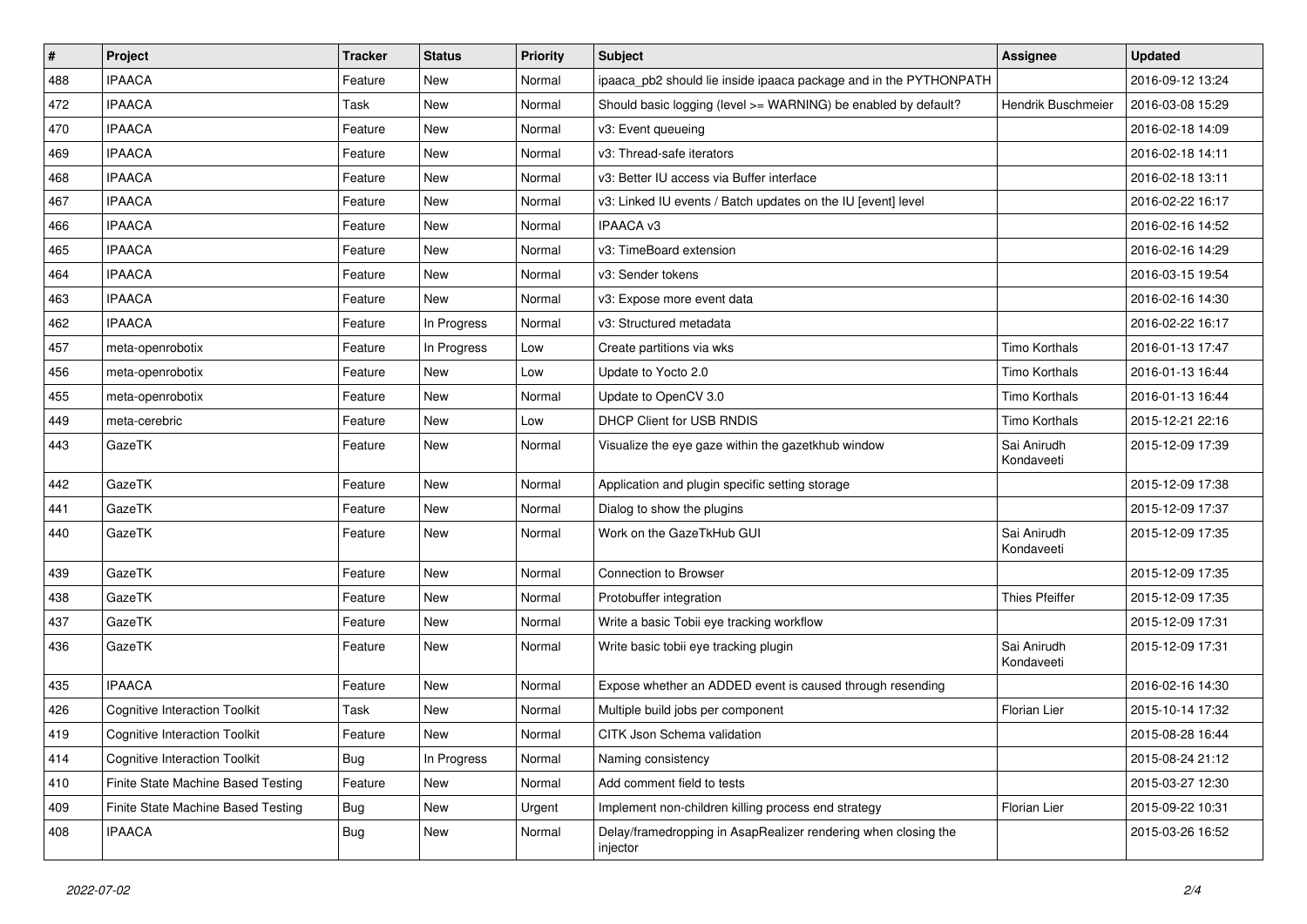| # | Project | Tracker | Status | Priority | Subject | Assignee | Updated |
|---|---|---|---|---|---|---|---|
| 488 | IPAACA | Feature | New | Normal | ipaaca_pb2 should lie inside ipaaca package and in the PYTHONPATH | | 2016-09-12 13:24 |
| 472 | IPAACA | Task | New | Normal | Should basic logging (level >= WARNING) be enabled by default? | Hendrik Buschmeier | 2016-03-08 15:29 |
| 470 | IPAACA | Feature | New | Normal | v3: Event queueing | | 2016-02-18 14:09 |
| 469 | IPAACA | Feature | New | Normal | v3: Thread-safe iterators | | 2016-02-18 14:11 |
| 468 | IPAACA | Feature | New | Normal | v3: Better IU access via Buffer interface | | 2016-02-18 13:11 |
| 467 | IPAACA | Feature | New | Normal | v3: Linked IU events / Batch updates on the IU [event] level | | 2016-02-22 16:17 |
| 466 | IPAACA | Feature | New | Normal | IPAACA v3 | | 2016-02-16 14:52 |
| 465 | IPAACA | Feature | New | Normal | v3: TimeBoard extension | | 2016-02-16 14:29 |
| 464 | IPAACA | Feature | New | Normal | v3: Sender tokens | | 2016-03-15 19:54 |
| 463 | IPAACA | Feature | New | Normal | v3: Expose more event data | | 2016-02-16 14:30 |
| 462 | IPAACA | Feature | In Progress | Normal | v3: Structured metadata | | 2016-02-22 16:17 |
| 457 | meta-openrobotix | Feature | In Progress | Low | Create partitions via wks | Timo Korthals | 2016-01-13 17:47 |
| 456 | meta-openrobotix | Feature | New | Low | Update to Yocto 2.0 | Timo Korthals | 2016-01-13 16:44 |
| 455 | meta-openrobotix | Feature | New | Normal | Update to OpenCV 3.0 | Timo Korthals | 2016-01-13 16:44 |
| 449 | meta-cerebric | Feature | New | Low | DHCP Client for USB RNDIS | Timo Korthals | 2015-12-21 22:16 |
| 443 | GazeTK | Feature | New | Normal | Visualize the eye gaze within the gazetkhub window | Sai Anirudh Kondaveeti | 2015-12-09 17:39 |
| 442 | GazeTK | Feature | New | Normal | Application and plugin specific setting storage | | 2015-12-09 17:38 |
| 441 | GazeTK | Feature | New | Normal | Dialog to show the plugins | | 2015-12-09 17:37 |
| 440 | GazeTK | Feature | New | Normal | Work on the GazeTkHub GUI | Sai Anirudh Kondaveeti | 2015-12-09 17:35 |
| 439 | GazeTK | Feature | New | Normal | Connection to Browser | | 2015-12-09 17:35 |
| 438 | GazeTK | Feature | New | Normal | Protobuffer integration | Thies Pfeiffer | 2015-12-09 17:35 |
| 437 | GazeTK | Feature | New | Normal | Write a basic Tobii eye tracking workflow | | 2015-12-09 17:31 |
| 436 | GazeTK | Feature | New | Normal | Write basic tobii eye tracking plugin | Sai Anirudh Kondaveeti | 2015-12-09 17:31 |
| 435 | IPAACA | Feature | New | Normal | Expose whether an ADDED event is caused through resending | | 2016-02-16 14:30 |
| 426 | Cognitive Interaction Toolkit | Task | New | Normal | Multiple build jobs per component | Florian Lier | 2015-10-14 17:32 |
| 419 | Cognitive Interaction Toolkit | Feature | New | Normal | CITK Json Schema validation | | 2015-08-28 16:44 |
| 414 | Cognitive Interaction Toolkit | Bug | In Progress | Normal | Naming consistency | | 2015-08-24 21:12 |
| 410 | Finite State Machine Based Testing | Feature | New | Normal | Add comment field to tests | | 2015-03-27 12:30 |
| 409 | Finite State Machine Based Testing | Bug | New | Urgent | Implement non-children killing process end strategy | Florian Lier | 2015-09-22 10:31 |
| 408 | IPAACA | Bug | New | Normal | Delay/framedropping in AsapRealizer rendering when closing the injector | | 2015-03-26 16:52 |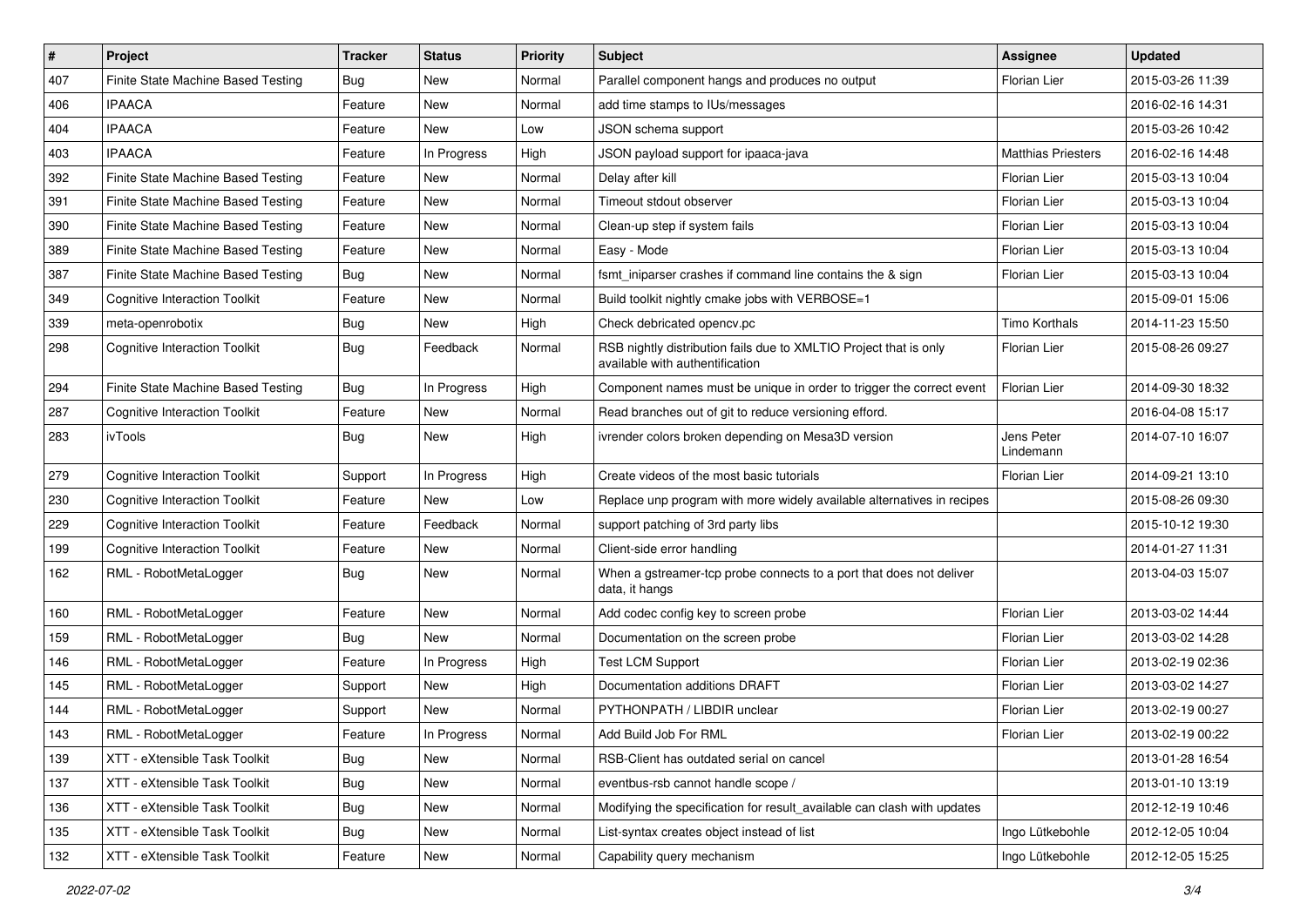| # | Project | Tracker | Status | Priority | Subject | Assignee | Updated |
|---|---|---|---|---|---|---|---|
| 407 | Finite State Machine Based Testing | Bug | New | Normal | Parallel component hangs and produces no output | Florian Lier | 2015-03-26 11:39 |
| 406 | IPAACA | Feature | New | Normal | add time stamps to IUs/messages | | 2016-02-16 14:31 |
| 404 | IPAACA | Feature | New | Low | JSON schema support | | 2015-03-26 10:42 |
| 403 | IPAACA | Feature | In Progress | High | JSON payload support for ipaaca-java | Matthias Priesters | 2016-02-16 14:48 |
| 392 | Finite State Machine Based Testing | Feature | New | Normal | Delay after kill | Florian Lier | 2015-03-13 10:04 |
| 391 | Finite State Machine Based Testing | Feature | New | Normal | Timeout stdout observer | Florian Lier | 2015-03-13 10:04 |
| 390 | Finite State Machine Based Testing | Feature | New | Normal | Clean-up step if system fails | Florian Lier | 2015-03-13 10:04 |
| 389 | Finite State Machine Based Testing | Feature | New | Normal | Easy - Mode | Florian Lier | 2015-03-13 10:04 |
| 387 | Finite State Machine Based Testing | Bug | New | Normal | fsmt_iniparser crashes if command line contains the & sign | Florian Lier | 2015-03-13 10:04 |
| 349 | Cognitive Interaction Toolkit | Feature | New | Normal | Build toolkit nightly cmake jobs with VERBOSE=1 | | 2015-09-01 15:06 |
| 339 | meta-openrobotix | Bug | New | High | Check debricated opencv.pc | Timo Korthals | 2014-11-23 15:50 |
| 298 | Cognitive Interaction Toolkit | Bug | Feedback | Normal | RSB nightly distribution fails due to XMLTIO Project that is only available with authentification | Florian Lier | 2015-08-26 09:27 |
| 294 | Finite State Machine Based Testing | Bug | In Progress | High | Component names must be unique in order to trigger the correct event | Florian Lier | 2014-09-30 18:32 |
| 287 | Cognitive Interaction Toolkit | Feature | New | Normal | Read branches out of git to reduce versioning efford. | | 2016-04-08 15:17 |
| 283 | ivTools | Bug | New | High | ivrender colors broken depending on Mesa3D version | Jens Peter Lindemann | 2014-07-10 16:07 |
| 279 | Cognitive Interaction Toolkit | Support | In Progress | High | Create videos of the most basic tutorials | Florian Lier | 2014-09-21 13:10 |
| 230 | Cognitive Interaction Toolkit | Feature | New | Low | Replace unp program with more widely available alternatives in recipes | | 2015-08-26 09:30 |
| 229 | Cognitive Interaction Toolkit | Feature | Feedback | Normal | support patching of 3rd party libs | | 2015-10-12 19:30 |
| 199 | Cognitive Interaction Toolkit | Feature | New | Normal | Client-side error handling | | 2014-01-27 11:31 |
| 162 | RML - RobotMetaLogger | Bug | New | Normal | When a gstreamer-tcp probe connects to a port that does not deliver data, it hangs | | 2013-04-03 15:07 |
| 160 | RML - RobotMetaLogger | Feature | New | Normal | Add codec config key to screen probe | Florian Lier | 2013-03-02 14:44 |
| 159 | RML - RobotMetaLogger | Bug | New | Normal | Documentation on the screen probe | Florian Lier | 2013-03-02 14:28 |
| 146 | RML - RobotMetaLogger | Feature | In Progress | High | Test LCM Support | Florian Lier | 2013-02-19 02:36 |
| 145 | RML - RobotMetaLogger | Support | New | High | Documentation additions DRAFT | Florian Lier | 2013-03-02 14:27 |
| 144 | RML - RobotMetaLogger | Support | New | Normal | PYTHONPATH / LIBDIR unclear | Florian Lier | 2013-02-19 00:27 |
| 143 | RML - RobotMetaLogger | Feature | In Progress | Normal | Add Build Job For RML | Florian Lier | 2013-02-19 00:22 |
| 139 | XTT - eXtensible Task Toolkit | Bug | New | Normal | RSB-Client has outdated serial on cancel | | 2013-01-28 16:54 |
| 137 | XTT - eXtensible Task Toolkit | Bug | New | Normal | eventbus-rsb cannot handle scope / | | 2013-01-10 13:19 |
| 136 | XTT - eXtensible Task Toolkit | Bug | New | Normal | Modifying the specification for result_available can clash with updates | | 2012-12-19 10:46 |
| 135 | XTT - eXtensible Task Toolkit | Bug | New | Normal | List-syntax creates object instead of list | Ingo Lütkebohle | 2012-12-05 10:04 |
| 132 | XTT - eXtensible Task Toolkit | Feature | New | Normal | Capability query mechanism | Ingo Lütkebohle | 2012-12-05 15:25 |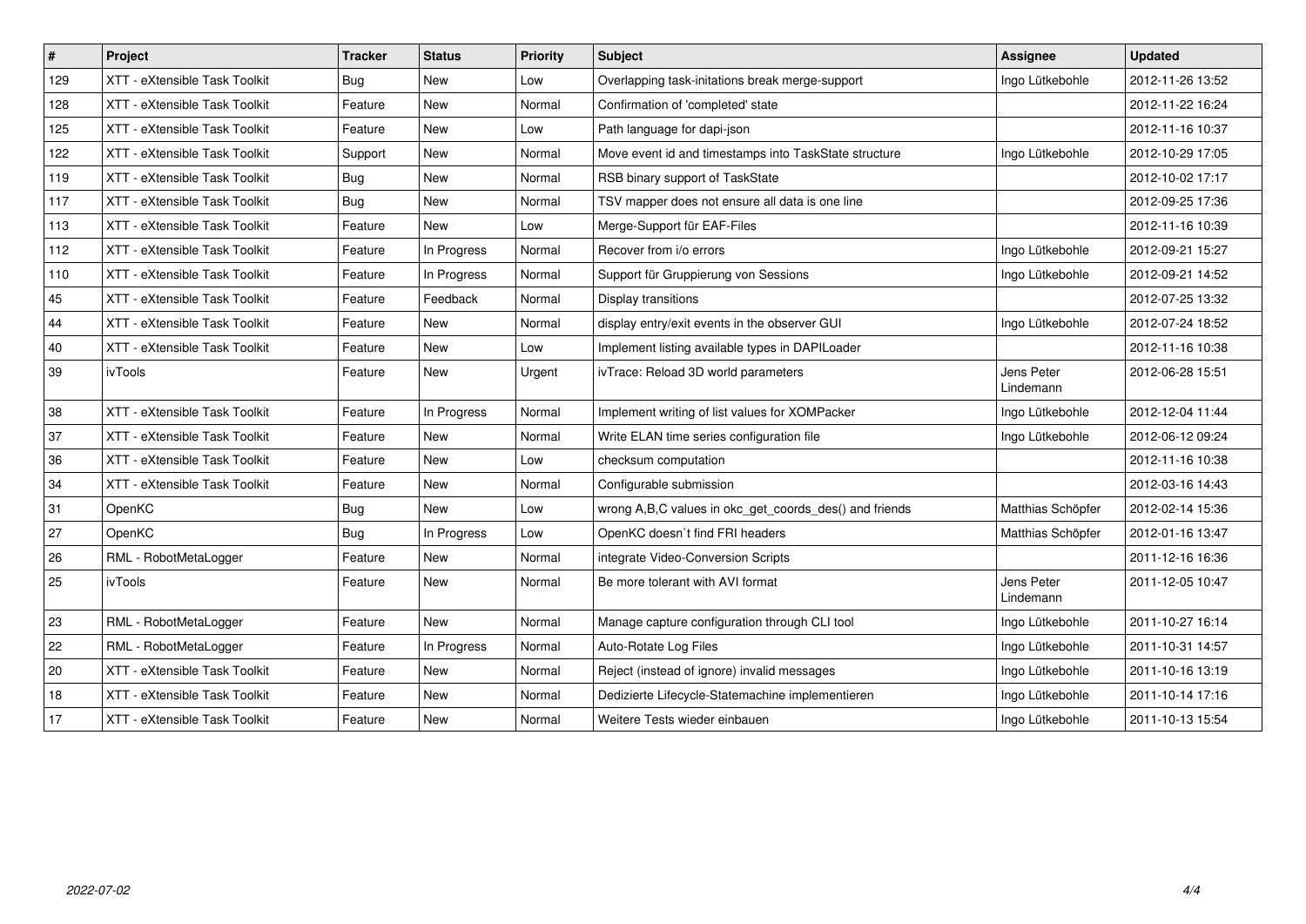| # | Project | Tracker | Status | Priority | Subject | Assignee | Updated |
|---|---|---|---|---|---|---|---|
| 129 | XTT - eXtensible Task Toolkit | Bug | New | Low | Overlapping task-initations break merge-support | Ingo Lütkebohle | 2012-11-26 13:52 |
| 128 | XTT - eXtensible Task Toolkit | Feature | New | Normal | Confirmation of 'completed' state | | 2012-11-22 16:24 |
| 125 | XTT - eXtensible Task Toolkit | Feature | New | Low | Path language for dapi-json | | 2012-11-16 10:37 |
| 122 | XTT - eXtensible Task Toolkit | Support | New | Normal | Move event id and timestamps into TaskState structure | Ingo Lütkebohle | 2012-10-29 17:05 |
| 119 | XTT - eXtensible Task Toolkit | Bug | New | Normal | RSB binary support of TaskState | | 2012-10-02 17:17 |
| 117 | XTT - eXtensible Task Toolkit | Bug | New | Normal | TSV mapper does not ensure all data is one line | | 2012-09-25 17:36 |
| 113 | XTT - eXtensible Task Toolkit | Feature | New | Low | Merge-Support für EAF-Files | | 2012-11-16 10:39 |
| 112 | XTT - eXtensible Task Toolkit | Feature | In Progress | Normal | Recover from i/o errors | Ingo Lütkebohle | 2012-09-21 15:27 |
| 110 | XTT - eXtensible Task Toolkit | Feature | In Progress | Normal | Support für Gruppierung von Sessions | Ingo Lütkebohle | 2012-09-21 14:52 |
| 45 | XTT - eXtensible Task Toolkit | Feature | Feedback | Normal | Display transitions | | 2012-07-25 13:32 |
| 44 | XTT - eXtensible Task Toolkit | Feature | New | Normal | display entry/exit events in the observer GUI | Ingo Lütkebohle | 2012-07-24 18:52 |
| 40 | XTT - eXtensible Task Toolkit | Feature | New | Low | Implement listing available types in DAPILoader | | 2012-11-16 10:38 |
| 39 | ivTools | Feature | New | Urgent | ivTrace: Reload 3D world parameters | Jens Peter Lindemann | 2012-06-28 15:51 |
| 38 | XTT - eXtensible Task Toolkit | Feature | In Progress | Normal | Implement writing of list values for XOMPacker | Ingo Lütkebohle | 2012-12-04 11:44 |
| 37 | XTT - eXtensible Task Toolkit | Feature | New | Normal | Write ELAN time series configuration file | Ingo Lütkebohle | 2012-06-12 09:24 |
| 36 | XTT - eXtensible Task Toolkit | Feature | New | Low | checksum computation | | 2012-11-16 10:38 |
| 34 | XTT - eXtensible Task Toolkit | Feature | New | Normal | Configurable submission | | 2012-03-16 14:43 |
| 31 | OpenKC | Bug | New | Low | wrong A,B,C values in okc_get_coords_des() and friends | Matthias Schöpfer | 2012-02-14 15:36 |
| 27 | OpenKC | Bug | In Progress | Low | OpenKC doesn`t find FRI headers | Matthias Schöpfer | 2012-01-16 13:47 |
| 26 | RML - RobotMetaLogger | Feature | New | Normal | integrate Video-Conversion Scripts | | 2011-12-16 16:36 |
| 25 | ivTools | Feature | New | Normal | Be more tolerant with AVI format | Jens Peter Lindemann | 2011-12-05 10:47 |
| 23 | RML - RobotMetaLogger | Feature | New | Normal | Manage capture configuration through CLI tool | Ingo Lütkebohle | 2011-10-27 16:14 |
| 22 | RML - RobotMetaLogger | Feature | In Progress | Normal | Auto-Rotate Log Files | Ingo Lütkebohle | 2011-10-31 14:57 |
| 20 | XTT - eXtensible Task Toolkit | Feature | New | Normal | Reject (instead of ignore) invalid messages | Ingo Lütkebohle | 2011-10-16 13:19 |
| 18 | XTT - eXtensible Task Toolkit | Feature | New | Normal | Dedizierte Lifecycle-Statemachine implementieren | Ingo Lütkebohle | 2011-10-14 17:16 |
| 17 | XTT - eXtensible Task Toolkit | Feature | New | Normal | Weitere Tests wieder einbauen | Ingo Lütkebohle | 2011-10-13 15:54 |